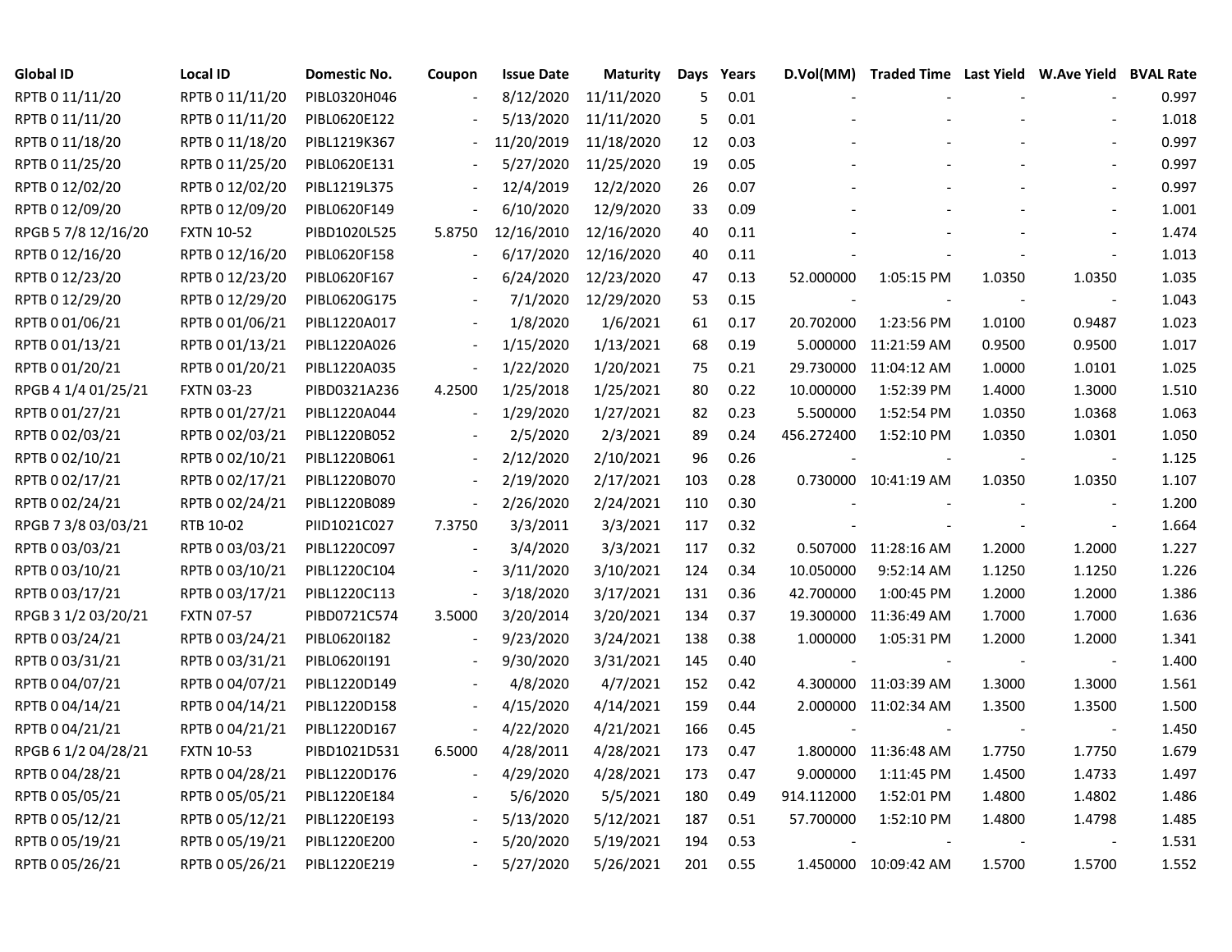| Global ID | Local ID | Domestic No. | Coupon | Issue Date | Maturity | Days | Years | D.Vol(MM) | Traded Time | Last Yield | W.Ave Yield | BVAL Rate |
|---|---|---|---|---|---|---|---|---|---|---|---|---|
| RPTB 0 11/11/20 | RPTB 0 11/11/20 | PIBL0320H046 | - | 8/12/2020 | 11/11/2020 | 5 | 0.01 | - | - | - | - | 0.997 |
| RPTB 0 11/11/20 | RPTB 0 11/11/20 | PIBL0620E122 | - | 5/13/2020 | 11/11/2020 | 5 | 0.01 | - | - | - | - | 1.018 |
| RPTB 0 11/18/20 | RPTB 0 11/18/20 | PIBL1219K367 | - | 11/20/2019 | 11/18/2020 | 12 | 0.03 | - | - | - | - | 0.997 |
| RPTB 0 11/25/20 | RPTB 0 11/25/20 | PIBL0620E131 | - | 5/27/2020 | 11/25/2020 | 19 | 0.05 | - | - | - | - | 0.997 |
| RPTB 0 12/02/20 | RPTB 0 12/02/20 | PIBL1219L375 | - | 12/4/2019 | 12/2/2020 | 26 | 0.07 | - | - | - | - | 0.997 |
| RPTB 0 12/09/20 | RPTB 0 12/09/20 | PIBL0620F149 | - | 6/10/2020 | 12/9/2020 | 33 | 0.09 | - | - | - | - | 1.001 |
| RPGB 5 7/8 12/16/20 | FXTN 10-52 | PIBD1020L525 | 5.8750 | 12/16/2010 | 12/16/2020 | 40 | 0.11 | - | - | - | - | 1.474 |
| RPTB 0 12/16/20 | RPTB 0 12/16/20 | PIBL0620F158 | - | 6/17/2020 | 12/16/2020 | 40 | 0.11 | - | - | - | - | 1.013 |
| RPTB 0 12/23/20 | RPTB 0 12/23/20 | PIBL0620F167 | - | 6/24/2020 | 12/23/2020 | 47 | 0.13 | 52.000000 | 1:05:15 PM | 1.0350 | 1.0350 | 1.035 |
| RPTB 0 12/29/20 | RPTB 0 12/29/20 | PIBL0620G175 | - | 7/1/2020 | 12/29/2020 | 53 | 0.15 | - | - | - | - | 1.043 |
| RPTB 0 01/06/21 | RPTB 0 01/06/21 | PIBL1220A017 | - | 1/8/2020 | 1/6/2021 | 61 | 0.17 | 20.702000 | 1:23:56 PM | 1.0100 | 0.9487 | 1.023 |
| RPTB 0 01/13/21 | RPTB 0 01/13/21 | PIBL1220A026 | - | 1/15/2020 | 1/13/2021 | 68 | 0.19 | 5.000000 | 11:21:59 AM | 0.9500 | 0.9500 | 1.017 |
| RPTB 0 01/20/21 | RPTB 0 01/20/21 | PIBL1220A035 | - | 1/22/2020 | 1/20/2021 | 75 | 0.21 | 29.730000 | 11:04:12 AM | 1.0000 | 1.0101 | 1.025 |
| RPGB 4 1/4 01/25/21 | FXTN 03-23 | PIBD0321A236 | 4.2500 | 1/25/2018 | 1/25/2021 | 80 | 0.22 | 10.000000 | 1:52:39 PM | 1.4000 | 1.3000 | 1.510 |
| RPTB 0 01/27/21 | RPTB 0 01/27/21 | PIBL1220A044 | - | 1/29/2020 | 1/27/2021 | 82 | 0.23 | 5.500000 | 1:52:54 PM | 1.0350 | 1.0368 | 1.063 |
| RPTB 0 02/03/21 | RPTB 0 02/03/21 | PIBL1220B052 | - | 2/5/2020 | 2/3/2021 | 89 | 0.24 | 456.272400 | 1:52:10 PM | 1.0350 | 1.0301 | 1.050 |
| RPTB 0 02/10/21 | RPTB 0 02/10/21 | PIBL1220B061 | - | 2/12/2020 | 2/10/2021 | 96 | 0.26 | - | - | - | - | 1.125 |
| RPTB 0 02/17/21 | RPTB 0 02/17/21 | PIBL1220B070 | - | 2/19/2020 | 2/17/2021 | 103 | 0.28 | 0.730000 | 10:41:19 AM | 1.0350 | 1.0350 | 1.107 |
| RPTB 0 02/24/21 | RPTB 0 02/24/21 | PIBL1220B089 | - | 2/26/2020 | 2/24/2021 | 110 | 0.30 | - | - | - | - | 1.200 |
| RPGB 7 3/8 03/03/21 | RTB 10-02 | PIID1021C027 | 7.3750 | 3/3/2011 | 3/3/2021 | 117 | 0.32 | - | - | - | - | 1.664 |
| RPTB 0 03/03/21 | RPTB 0 03/03/21 | PIBL1220C097 | - | 3/4/2020 | 3/3/2021 | 117 | 0.32 | 0.507000 | 11:28:16 AM | 1.2000 | 1.2000 | 1.227 |
| RPTB 0 03/10/21 | RPTB 0 03/10/21 | PIBL1220C104 | - | 3/11/2020 | 3/10/2021 | 124 | 0.34 | 10.050000 | 9:52:14 AM | 1.1250 | 1.1250 | 1.226 |
| RPTB 0 03/17/21 | RPTB 0 03/17/21 | PIBL1220C113 | - | 3/18/2020 | 3/17/2021 | 131 | 0.36 | 42.700000 | 1:00:45 PM | 1.2000 | 1.2000 | 1.386 |
| RPGB 3 1/2 03/20/21 | FXTN 07-57 | PIBD0721C574 | 3.5000 | 3/20/2014 | 3/20/2021 | 134 | 0.37 | 19.300000 | 11:36:49 AM | 1.7000 | 1.7000 | 1.636 |
| RPTB 0 03/24/21 | RPTB 0 03/24/21 | PIBL0620I182 | - | 9/23/2020 | 3/24/2021 | 138 | 0.38 | 1.000000 | 1:05:31 PM | 1.2000 | 1.2000 | 1.341 |
| RPTB 0 03/31/21 | RPTB 0 03/31/21 | PIBL0620I191 | - | 9/30/2020 | 3/31/2021 | 145 | 0.40 | - | - | - | - | 1.400 |
| RPTB 0 04/07/21 | RPTB 0 04/07/21 | PIBL1220D149 | - | 4/8/2020 | 4/7/2021 | 152 | 0.42 | 4.300000 | 11:03:39 AM | 1.3000 | 1.3000 | 1.561 |
| RPTB 0 04/14/21 | RPTB 0 04/14/21 | PIBL1220D158 | - | 4/15/2020 | 4/14/2021 | 159 | 0.44 | 2.000000 | 11:02:34 AM | 1.3500 | 1.3500 | 1.500 |
| RPTB 0 04/21/21 | RPTB 0 04/21/21 | PIBL1220D167 | - | 4/22/2020 | 4/21/2021 | 166 | 0.45 | - | - | - | - | 1.450 |
| RPGB 6 1/2 04/28/21 | FXTN 10-53 | PIBD1021D531 | 6.5000 | 4/28/2011 | 4/28/2021 | 173 | 0.47 | 1.800000 | 11:36:48 AM | 1.7750 | 1.7750 | 1.679 |
| RPTB 0 04/28/21 | RPTB 0 04/28/21 | PIBL1220D176 | - | 4/29/2020 | 4/28/2021 | 173 | 0.47 | 9.000000 | 1:11:45 PM | 1.4500 | 1.4733 | 1.497 |
| RPTB 0 05/05/21 | RPTB 0 05/05/21 | PIBL1220E184 | - | 5/6/2020 | 5/5/2021 | 180 | 0.49 | 914.112000 | 1:52:01 PM | 1.4800 | 1.4802 | 1.486 |
| RPTB 0 05/12/21 | RPTB 0 05/12/21 | PIBL1220E193 | - | 5/13/2020 | 5/12/2021 | 187 | 0.51 | 57.700000 | 1:52:10 PM | 1.4800 | 1.4798 | 1.485 |
| RPTB 0 05/19/21 | RPTB 0 05/19/21 | PIBL1220E200 | - | 5/20/2020 | 5/19/2021 | 194 | 0.53 | - | - | - | - | 1.531 |
| RPTB 0 05/26/21 | RPTB 0 05/26/21 | PIBL1220E219 | - | 5/27/2020 | 5/26/2021 | 201 | 0.55 | 1.450000 | 10:09:42 AM | 1.5700 | 1.5700 | 1.552 |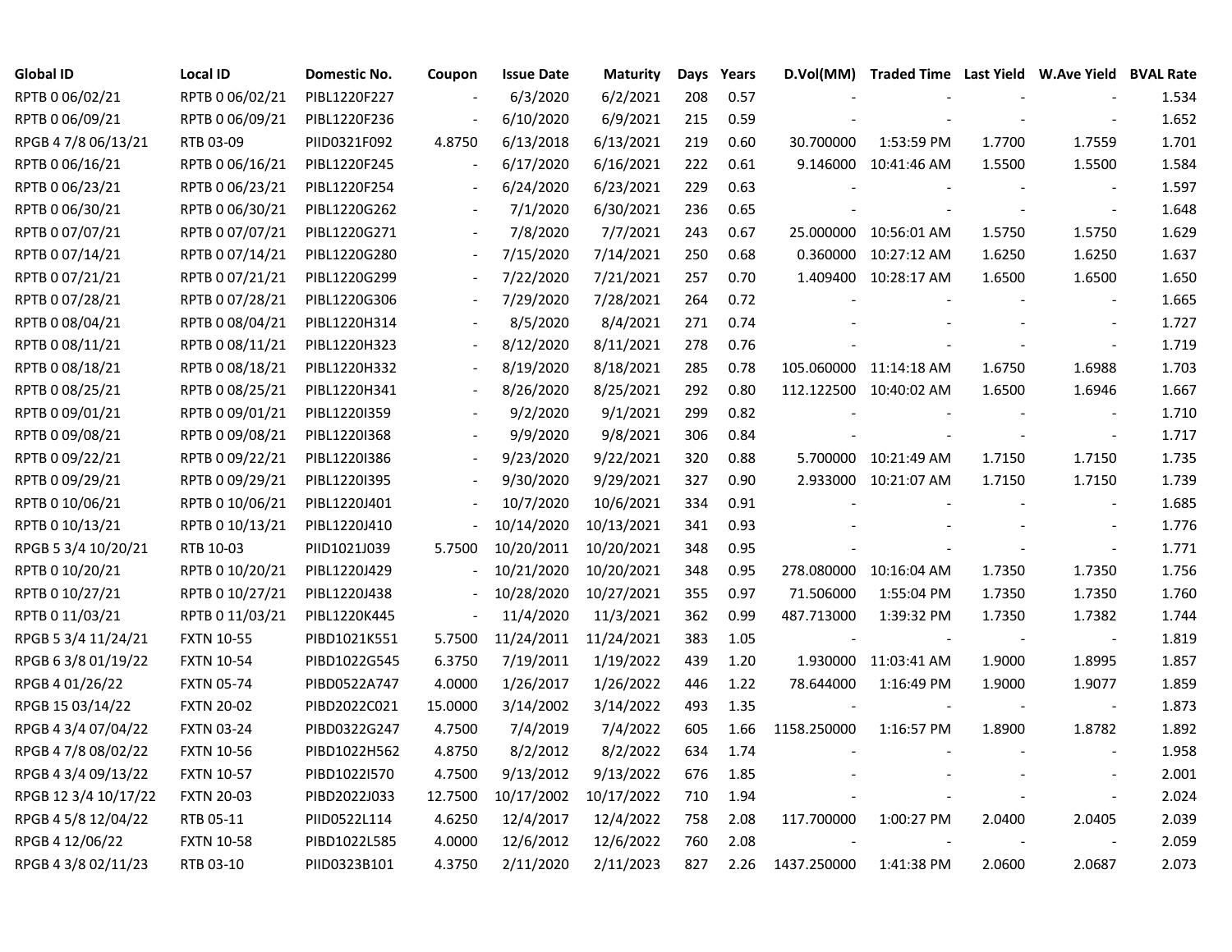| Global ID | Local ID | Domestic No. | Coupon | Issue Date | Maturity | Days | Years | D.Vol(MM) | Traded Time | Last Yield | W.Ave Yield | BVAL Rate |
|---|---|---|---|---|---|---|---|---|---|---|---|---|
| RPTB 0 06/02/21 | RPTB 0 06/02/21 | PIBL1220F227 | - | 6/3/2020 | 6/2/2021 | 208 | 0.57 | - | - | - | - | 1.534 |
| RPTB 0 06/09/21 | RPTB 0 06/09/21 | PIBL1220F236 | - | 6/10/2020 | 6/9/2021 | 215 | 0.59 | - | - | - | - | 1.652 |
| RPGB 4 7/8 06/13/21 | RTB 03-09 | PIID0321F092 | 4.8750 | 6/13/2018 | 6/13/2021 | 219 | 0.60 | 30.700000 | 1:53:59 PM | 1.7700 | 1.7559 | 1.701 |
| RPTB 0 06/16/21 | RPTB 0 06/16/21 | PIBL1220F245 | - | 6/17/2020 | 6/16/2021 | 222 | 0.61 | 9.146000 | 10:41:46 AM | 1.5500 | 1.5500 | 1.584 |
| RPTB 0 06/23/21 | RPTB 0 06/23/21 | PIBL1220F254 | - | 6/24/2020 | 6/23/2021 | 229 | 0.63 | - | - | - | - | 1.597 |
| RPTB 0 06/30/21 | RPTB 0 06/30/21 | PIBL1220G262 | - | 7/1/2020 | 6/30/2021 | 236 | 0.65 | - | - | - | - | 1.648 |
| RPTB 0 07/07/21 | RPTB 0 07/07/21 | PIBL1220G271 | - | 7/8/2020 | 7/7/2021 | 243 | 0.67 | 25.000000 | 10:56:01 AM | 1.5750 | 1.5750 | 1.629 |
| RPTB 0 07/14/21 | RPTB 0 07/14/21 | PIBL1220G280 | - | 7/15/2020 | 7/14/2021 | 250 | 0.68 | 0.360000 | 10:27:12 AM | 1.6250 | 1.6250 | 1.637 |
| RPTB 0 07/21/21 | RPTB 0 07/21/21 | PIBL1220G299 | - | 7/22/2020 | 7/21/2021 | 257 | 0.70 | 1.409400 | 10:28:17 AM | 1.6500 | 1.6500 | 1.650 |
| RPTB 0 07/28/21 | RPTB 0 07/28/21 | PIBL1220G306 | - | 7/29/2020 | 7/28/2021 | 264 | 0.72 | - | - | - | - | 1.665 |
| RPTB 0 08/04/21 | RPTB 0 08/04/21 | PIBL1220H314 | - | 8/5/2020 | 8/4/2021 | 271 | 0.74 | - | - | - | - | 1.727 |
| RPTB 0 08/11/21 | RPTB 0 08/11/21 | PIBL1220H323 | - | 8/12/2020 | 8/11/2021 | 278 | 0.76 | - | - | - | - | 1.719 |
| RPTB 0 08/18/21 | RPTB 0 08/18/21 | PIBL1220H332 | - | 8/19/2020 | 8/18/2021 | 285 | 0.78 | 105.060000 | 11:14:18 AM | 1.6750 | 1.6988 | 1.703 |
| RPTB 0 08/25/21 | RPTB 0 08/25/21 | PIBL1220H341 | - | 8/26/2020 | 8/25/2021 | 292 | 0.80 | 112.122500 | 10:40:02 AM | 1.6500 | 1.6946 | 1.667 |
| RPTB 0 09/01/21 | RPTB 0 09/01/21 | PIBL1220I359 | - | 9/2/2020 | 9/1/2021 | 299 | 0.82 | - | - | - | - | 1.710 |
| RPTB 0 09/08/21 | RPTB 0 09/08/21 | PIBL1220I368 | - | 9/9/2020 | 9/8/2021 | 306 | 0.84 | - | - | - | - | 1.717 |
| RPTB 0 09/22/21 | RPTB 0 09/22/21 | PIBL1220I386 | - | 9/23/2020 | 9/22/2021 | 320 | 0.88 | 5.700000 | 10:21:49 AM | 1.7150 | 1.7150 | 1.735 |
| RPTB 0 09/29/21 | RPTB 0 09/29/21 | PIBL1220I395 | - | 9/30/2020 | 9/29/2021 | 327 | 0.90 | 2.933000 | 10:21:07 AM | 1.7150 | 1.7150 | 1.739 |
| RPTB 0 10/06/21 | RPTB 0 10/06/21 | PIBL1220J401 | - | 10/7/2020 | 10/6/2021 | 334 | 0.91 | - | - | - | - | 1.685 |
| RPTB 0 10/13/21 | RPTB 0 10/13/21 | PIBL1220J410 | - | 10/14/2020 | 10/13/2021 | 341 | 0.93 | - | - | - | - | 1.776 |
| RPGB 5 3/4 10/20/21 | RTB 10-03 | PIID1021J039 | 5.7500 | 10/20/2011 | 10/20/2021 | 348 | 0.95 | - | - | - | - | 1.771 |
| RPTB 0 10/20/21 | RPTB 0 10/20/21 | PIBL1220J429 | - | 10/21/2020 | 10/20/2021 | 348 | 0.95 | 278.080000 | 10:16:04 AM | 1.7350 | 1.7350 | 1.756 |
| RPTB 0 10/27/21 | RPTB 0 10/27/21 | PIBL1220J438 | - | 10/28/2020 | 10/27/2021 | 355 | 0.97 | 71.506000 | 1:55:04 PM | 1.7350 | 1.7350 | 1.760 |
| RPTB 0 11/03/21 | RPTB 0 11/03/21 | PIBL1220K445 | - | 11/4/2020 | 11/3/2021 | 362 | 0.99 | 487.713000 | 1:39:32 PM | 1.7350 | 1.7382 | 1.744 |
| RPGB 5 3/4 11/24/21 | FXTN 10-55 | PIBD1021K551 | 5.7500 | 11/24/2011 | 11/24/2021 | 383 | 1.05 | - | - | - | - | 1.819 |
| RPGB 6 3/8 01/19/22 | FXTN 10-54 | PIBD1022G545 | 6.3750 | 7/19/2011 | 1/19/2022 | 439 | 1.20 | 1.930000 | 11:03:41 AM | 1.9000 | 1.8995 | 1.857 |
| RPGB 4 01/26/22 | FXTN 05-74 | PIBD0522A747 | 4.0000 | 1/26/2017 | 1/26/2022 | 446 | 1.22 | 78.644000 | 1:16:49 PM | 1.9000 | 1.9077 | 1.859 |
| RPGB 15 03/14/22 | FXTN 20-02 | PIBD2022C021 | 15.0000 | 3/14/2002 | 3/14/2022 | 493 | 1.35 | - | - | - | - | 1.873 |
| RPGB 4 3/4 07/04/22 | FXTN 03-24 | PIBD0322G247 | 4.7500 | 7/4/2019 | 7/4/2022 | 605 | 1.66 | 1158.250000 | 1:16:57 PM | 1.8900 | 1.8782 | 1.892 |
| RPGB 4 7/8 08/02/22 | FXTN 10-56 | PIBD1022H562 | 4.8750 | 8/2/2012 | 8/2/2022 | 634 | 1.74 | - | - | - | - | 1.958 |
| RPGB 4 3/4 09/13/22 | FXTN 10-57 | PIBD1022I570 | 4.7500 | 9/13/2012 | 9/13/2022 | 676 | 1.85 | - | - | - | - | 2.001 |
| RPGB 12 3/4 10/17/22 | FXTN 20-03 | PIBD2022J033 | 12.7500 | 10/17/2002 | 10/17/2022 | 710 | 1.94 | - | - | - | - | 2.024 |
| RPGB 4 5/8 12/04/22 | RTB 05-11 | PIID0522L114 | 4.6250 | 12/4/2017 | 12/4/2022 | 758 | 2.08 | 117.700000 | 1:00:27 PM | 2.0400 | 2.0405 | 2.039 |
| RPGB 4 12/06/22 | FXTN 10-58 | PIBD1022L585 | 4.0000 | 12/6/2012 | 12/6/2022 | 760 | 2.08 | - | - | - | - | 2.059 |
| RPGB 4 3/8 02/11/23 | RTB 03-10 | PIID0323B101 | 4.3750 | 2/11/2020 | 2/11/2023 | 827 | 2.26 | 1437.250000 | 1:41:38 PM | 2.0600 | 2.0687 | 2.073 |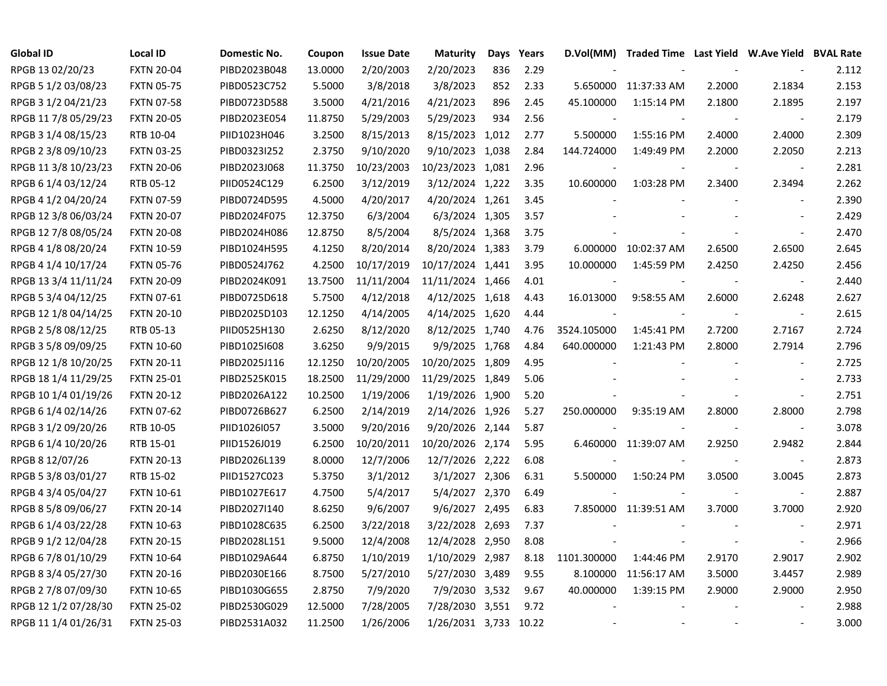| Global ID | Local ID | Domestic No. | Coupon | Issue Date | Maturity | Days | Years | D.Vol(MM) | Traded Time | Last Yield | W.Ave Yield | BVAL Rate |
|---|---|---|---|---|---|---|---|---|---|---|---|---|
| RPGB 13 02/20/23 | FXTN 20-04 | PIBD2023B048 | 13.0000 | 2/20/2003 | 2/20/2023 | 836 | 2.29 | - | - | - | - | 2.112 |
| RPGB 5 1/2 03/08/23 | FXTN 05-75 | PIBD0523C752 | 5.5000 | 3/8/2018 | 3/8/2023 | 852 | 2.33 | 5.650000 | 11:37:33 AM | 2.2000 | 2.1834 | 2.153 |
| RPGB 3 1/2 04/21/23 | FXTN 07-58 | PIBD0723D588 | 3.5000 | 4/21/2016 | 4/21/2023 | 896 | 2.45 | 45.100000 | 1:15:14 PM | 2.1800 | 2.1895 | 2.197 |
| RPGB 11 7/8 05/29/23 | FXTN 20-05 | PIBD2023E054 | 11.8750 | 5/29/2003 | 5/29/2023 | 934 | 2.56 | - | - | - | - | 2.179 |
| RPGB 3 1/4 08/15/23 | RTB 10-04 | PIID1023H046 | 3.2500 | 8/15/2013 | 8/15/2023 | 1,012 | 2.77 | 5.500000 | 1:55:16 PM | 2.4000 | 2.4000 | 2.309 |
| RPGB 2 3/8 09/10/23 | FXTN 03-25 | PIBD0323I252 | 2.3750 | 9/10/2020 | 9/10/2023 | 1,038 | 2.84 | 144.724000 | 1:49:49 PM | 2.2000 | 2.2050 | 2.213 |
| RPGB 11 3/8 10/23/23 | FXTN 20-06 | PIBD2023J068 | 11.3750 | 10/23/2003 | 10/23/2023 | 1,081 | 2.96 | - | - | - | - | 2.281 |
| RPGB 6 1/4 03/12/24 | RTB 05-12 | PIID0524C129 | 6.2500 | 3/12/2019 | 3/12/2024 | 1,222 | 3.35 | 10.600000 | 1:03:28 PM | 2.3400 | 2.3494 | 2.262 |
| RPGB 4 1/2 04/20/24 | FXTN 07-59 | PIBD0724D595 | 4.5000 | 4/20/2017 | 4/20/2024 | 1,261 | 3.45 | - | - | - | - | 2.390 |
| RPGB 12 3/8 06/03/24 | FXTN 20-07 | PIBD2024F075 | 12.3750 | 6/3/2004 | 6/3/2024 | 1,305 | 3.57 | - | - | - | - | 2.429 |
| RPGB 12 7/8 08/05/24 | FXTN 20-08 | PIBD2024H086 | 12.8750 | 8/5/2004 | 8/5/2024 | 1,368 | 3.75 | - | - | - | - | 2.470 |
| RPGB 4 1/8 08/20/24 | FXTN 10-59 | PIBD1024H595 | 4.1250 | 8/20/2014 | 8/20/2024 | 1,383 | 3.79 | 6.000000 | 10:02:37 AM | 2.6500 | 2.6500 | 2.645 |
| RPGB 4 1/4 10/17/24 | FXTN 05-76 | PIBD0524J762 | 4.2500 | 10/17/2019 | 10/17/2024 | 1,441 | 3.95 | 10.000000 | 1:45:59 PM | 2.4250 | 2.4250 | 2.456 |
| RPGB 13 3/4 11/11/24 | FXTN 20-09 | PIBD2024K091 | 13.7500 | 11/11/2004 | 11/11/2024 | 1,466 | 4.01 | - | - | - | - | 2.440 |
| RPGB 5 3/4 04/12/25 | FXTN 07-61 | PIBD0725D618 | 5.7500 | 4/12/2018 | 4/12/2025 | 1,618 | 4.43 | 16.013000 | 9:58:55 AM | 2.6000 | 2.6248 | 2.627 |
| RPGB 12 1/8 04/14/25 | FXTN 20-10 | PIBD2025D103 | 12.1250 | 4/14/2005 | 4/14/2025 | 1,620 | 4.44 | - | - | - | - | 2.615 |
| RPGB 2 5/8 08/12/25 | RTB 05-13 | PIID0525H130 | 2.6250 | 8/12/2020 | 8/12/2025 | 1,740 | 4.76 | 3524.105000 | 1:45:41 PM | 2.7200 | 2.7167 | 2.724 |
| RPGB 3 5/8 09/09/25 | FXTN 10-60 | PIBD1025I608 | 3.6250 | 9/9/2015 | 9/9/2025 | 1,768 | 4.84 | 640.000000 | 1:21:43 PM | 2.8000 | 2.7914 | 2.796 |
| RPGB 12 1/8 10/20/25 | FXTN 20-11 | PIBD2025J116 | 12.1250 | 10/20/2005 | 10/20/2025 | 1,809 | 4.95 | - | - | - | - | 2.725 |
| RPGB 18 1/4 11/29/25 | FXTN 25-01 | PIBD2525K015 | 18.2500 | 11/29/2000 | 11/29/2025 | 1,849 | 5.06 | - | - | - | - | 2.733 |
| RPGB 10 1/4 01/19/26 | FXTN 20-12 | PIBD2026A122 | 10.2500 | 1/19/2006 | 1/19/2026 | 1,900 | 5.20 | - | - | - | - | 2.751 |
| RPGB 6 1/4 02/14/26 | FXTN 07-62 | PIBD0726B627 | 6.2500 | 2/14/2019 | 2/14/2026 | 1,926 | 5.27 | 250.000000 | 9:35:19 AM | 2.8000 | 2.8000 | 2.798 |
| RPGB 3 1/2 09/20/26 | RTB 10-05 | PIID1026I057 | 3.5000 | 9/20/2016 | 9/20/2026 | 2,144 | 5.87 | - | - | - | - | 3.078 |
| RPGB 6 1/4 10/20/26 | RTB 15-01 | PIID1526J019 | 6.2500 | 10/20/2011 | 10/20/2026 | 2,174 | 5.95 | 6.460000 | 11:39:07 AM | 2.9250 | 2.9482 | 2.844 |
| RPGB 8 12/07/26 | FXTN 20-13 | PIBD2026L139 | 8.0000 | 12/7/2006 | 12/7/2026 | 2,222 | 6.08 | - | - | - | - | 2.873 |
| RPGB 5 3/8 03/01/27 | RTB 15-02 | PIID1527C023 | 5.3750 | 3/1/2012 | 3/1/2027 | 2,306 | 6.31 | 5.500000 | 1:50:24 PM | 3.0500 | 3.0045 | 2.873 |
| RPGB 4 3/4 05/04/27 | FXTN 10-61 | PIBD1027E617 | 4.7500 | 5/4/2017 | 5/4/2027 | 2,370 | 6.49 | - | - | - | - | 2.887 |
| RPGB 8 5/8 09/06/27 | FXTN 20-14 | PIBD2027I140 | 8.6250 | 9/6/2007 | 9/6/2027 | 2,495 | 6.83 | 7.850000 | 11:39:51 AM | 3.7000 | 3.7000 | 2.920 |
| RPGB 6 1/4 03/22/28 | FXTN 10-63 | PIBD1028C635 | 6.2500 | 3/22/2018 | 3/22/2028 | 2,693 | 7.37 | - | - | - | - | 2.971 |
| RPGB 9 1/2 12/04/28 | FXTN 20-15 | PIBD2028L151 | 9.5000 | 12/4/2008 | 12/4/2028 | 2,950 | 8.08 | - | - | - | - | 2.966 |
| RPGB 6 7/8 01/10/29 | FXTN 10-64 | PIBD1029A644 | 6.8750 | 1/10/2019 | 1/10/2029 | 2,987 | 8.18 | 1101.300000 | 1:44:46 PM | 2.9170 | 2.9017 | 2.902 |
| RPGB 8 3/4 05/27/30 | FXTN 20-16 | PIBD2030E166 | 8.7500 | 5/27/2010 | 5/27/2030 | 3,489 | 9.55 | 8.100000 | 11:56:17 AM | 3.5000 | 3.4457 | 2.989 |
| RPGB 2 7/8 07/09/30 | FXTN 10-65 | PIBD1030G655 | 2.8750 | 7/9/2020 | 7/9/2030 | 3,532 | 9.67 | 40.000000 | 1:39:15 PM | 2.9000 | 2.9000 | 2.950 |
| RPGB 12 1/2 07/28/30 | FXTN 25-02 | PIBD2530G029 | 12.5000 | 7/28/2005 | 7/28/2030 | 3,551 | 9.72 | - | - | - | - | 2.988 |
| RPGB 11 1/4 01/26/31 | FXTN 25-03 | PIBD2531A032 | 11.2500 | 1/26/2006 | 1/26/2031 | 3,733 | 10.22 | - | - | - | - | 3.000 |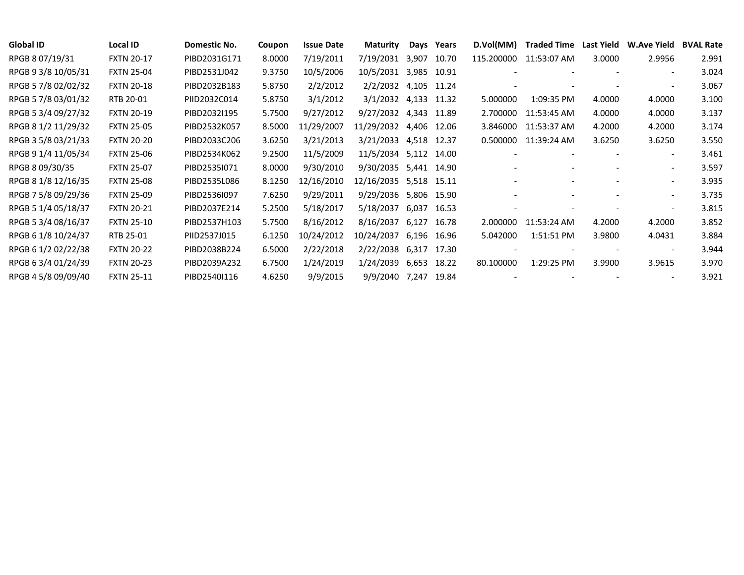| Global ID | Local ID | Domestic No. | Coupon | Issue Date | Maturity | Days | Years | D.Vol(MM) | Traded Time | Last Yield | W.Ave Yield | BVAL Rate |
|---|---|---|---|---|---|---|---|---|---|---|---|---|
| RPGB 8 07/19/31 | FXTN 20-17 | PIBD2031G171 | 8.0000 | 7/19/2011 | 7/19/2031 | 3,907 | 10.70 | 115.200000 | 11:53:07 AM | 3.0000 | 2.9956 | 2.991 |
| RPGB 9 3/8 10/05/31 | FXTN 25-04 | PIBD2531J042 | 9.3750 | 10/5/2006 | 10/5/2031 | 3,985 | 10.91 | - | - | - | - | 3.024 |
| RPGB 5 7/8 02/02/32 | FXTN 20-18 | PIBD2032B183 | 5.8750 | 2/2/2012 | 2/2/2032 | 4,105 | 11.24 | - | - | - | - | 3.067 |
| RPGB 5 7/8 03/01/32 | RTB 20-01 | PIID2032C014 | 5.8750 | 3/1/2012 | 3/1/2032 | 4,133 | 11.32 | 5.000000 | 1:09:35 PM | 4.0000 | 4.0000 | 3.100 |
| RPGB 5 3/4 09/27/32 | FXTN 20-19 | PIBD2032I195 | 5.7500 | 9/27/2012 | 9/27/2032 | 4,343 | 11.89 | 2.700000 | 11:53:45 AM | 4.0000 | 4.0000 | 3.137 |
| RPGB 8 1/2 11/29/32 | FXTN 25-05 | PIBD2532K057 | 8.5000 | 11/29/2007 | 11/29/2032 | 4,406 | 12.06 | 3.846000 | 11:53:37 AM | 4.2000 | 4.2000 | 3.174 |
| RPGB 3 5/8 03/21/33 | FXTN 20-20 | PIBD2033C206 | 3.6250 | 3/21/2013 | 3/21/2033 | 4,518 | 12.37 | 0.500000 | 11:39:24 AM | 3.6250 | 3.6250 | 3.550 |
| RPGB 9 1/4 11/05/34 | FXTN 25-06 | PIBD2534K062 | 9.2500 | 11/5/2009 | 11/5/2034 | 5,112 | 14.00 | - | - | - | - | 3.461 |
| RPGB 8 09/30/35 | FXTN 25-07 | PIBD2535I071 | 8.0000 | 9/30/2010 | 9/30/2035 | 5,441 | 14.90 | - | - | - | - | 3.597 |
| RPGB 8 1/8 12/16/35 | FXTN 25-08 | PIBD2535L086 | 8.1250 | 12/16/2010 | 12/16/2035 | 5,518 | 15.11 | - | - | - | - | 3.935 |
| RPGB 7 5/8 09/29/36 | FXTN 25-09 | PIBD2536I097 | 7.6250 | 9/29/2011 | 9/29/2036 | 5,806 | 15.90 | - | - | - | - | 3.735 |
| RPGB 5 1/4 05/18/37 | FXTN 20-21 | PIBD2037E214 | 5.2500 | 5/18/2017 | 5/18/2037 | 6,037 | 16.53 | - | - | - | - | 3.815 |
| RPGB 5 3/4 08/16/37 | FXTN 25-10 | PIBD2537H103 | 5.7500 | 8/16/2012 | 8/16/2037 | 6,127 | 16.78 | 2.000000 | 11:53:24 AM | 4.2000 | 4.2000 | 3.852 |
| RPGB 6 1/8 10/24/37 | RTB 25-01 | PIID2537J015 | 6.1250 | 10/24/2012 | 10/24/2037 | 6,196 | 16.96 | 5.042000 | 1:51:51 PM | 3.9800 | 4.0431 | 3.884 |
| RPGB 6 1/2 02/22/38 | FXTN 20-22 | PIBD2038B224 | 6.5000 | 2/22/2018 | 2/22/2038 | 6,317 | 17.30 | - | - | - | - | 3.944 |
| RPGB 6 3/4 01/24/39 | FXTN 20-23 | PIBD2039A232 | 6.7500 | 1/24/2019 | 1/24/2039 | 6,653 | 18.22 | 80.100000 | 1:29:25 PM | 3.9900 | 3.9615 | 3.970 |
| RPGB 4 5/8 09/09/40 | FXTN 25-11 | PIBD2540I116 | 4.6250 | 9/9/2015 | 9/9/2040 | 7,247 | 19.84 | - | - | - | - | 3.921 |